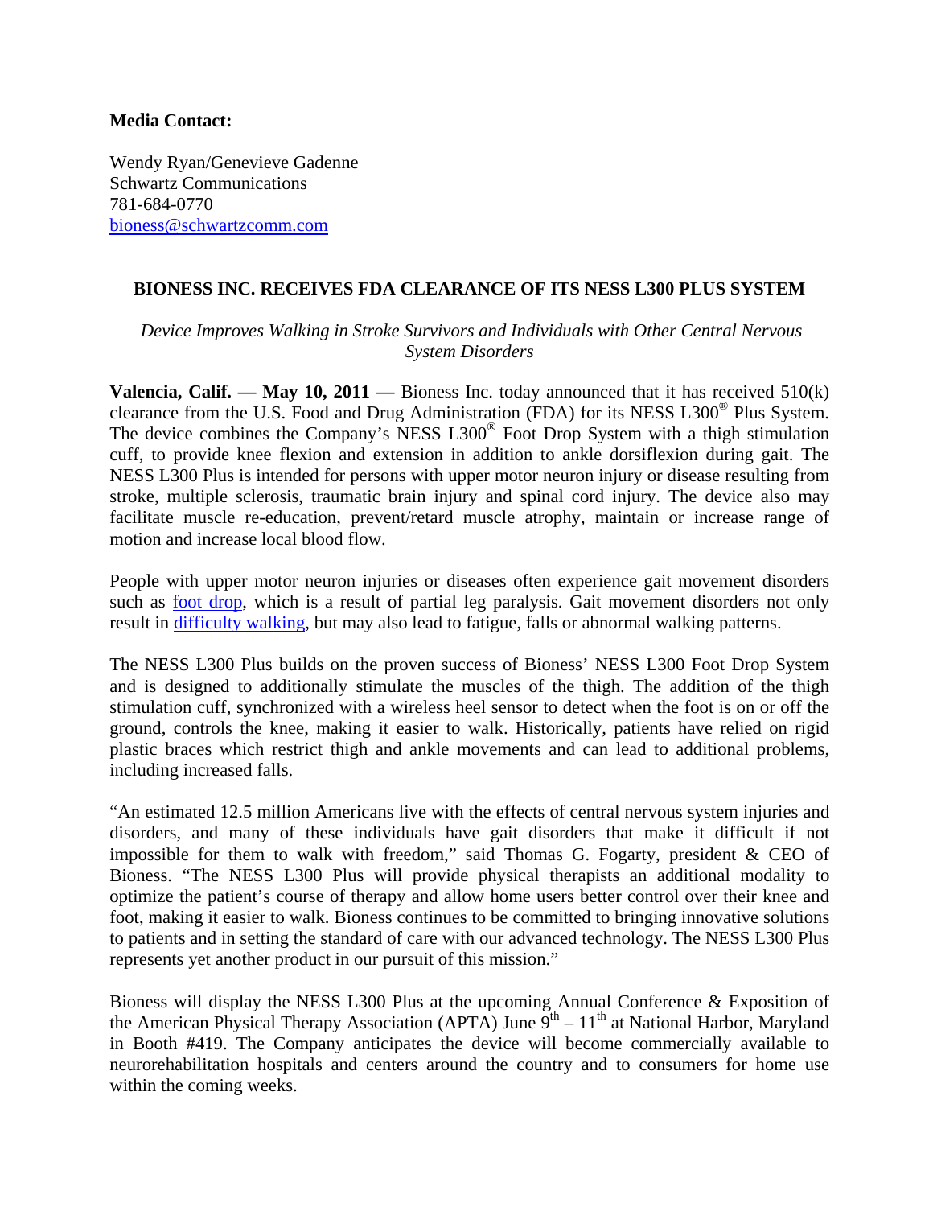**Media Contact:**

Wendy Ryan/Genevieve Gadenne
Schwartz Communications
781-684-0770
bioness@schwartzcomm.com

# BIONESS INC. RECEIVES FDA CLEARANCE OF ITS NESS L300 PLUS SYSTEM

*Device Improves Walking in Stroke Survivors and Individuals with Other Central Nervous System Disorders*

**Valencia, Calif. — May 10, 2011 —** Bioness Inc. today announced that it has received 510(k) clearance from the U.S. Food and Drug Administration (FDA) for its NESS L300® Plus System. The device combines the Company's NESS L300® Foot Drop System with a thigh stimulation cuff, to provide knee flexion and extension in addition to ankle dorsiflexion during gait. The NESS L300 Plus is intended for persons with upper motor neuron injury or disease resulting from stroke, multiple sclerosis, traumatic brain injury and spinal cord injury. The device also may facilitate muscle re-education, prevent/retard muscle atrophy, maintain or increase range of motion and increase local blood flow.

People with upper motor neuron injuries or diseases often experience gait movement disorders such as foot drop, which is a result of partial leg paralysis. Gait movement disorders not only result in difficulty walking, but may also lead to fatigue, falls or abnormal walking patterns.

The NESS L300 Plus builds on the proven success of Bioness' NESS L300 Foot Drop System and is designed to additionally stimulate the muscles of the thigh. The addition of the thigh stimulation cuff, synchronized with a wireless heel sensor to detect when the foot is on or off the ground, controls the knee, making it easier to walk. Historically, patients have relied on rigid plastic braces which restrict thigh and ankle movements and can lead to additional problems, including increased falls.

"An estimated 12.5 million Americans live with the effects of central nervous system injuries and disorders, and many of these individuals have gait disorders that make it difficult if not impossible for them to walk with freedom," said Thomas G. Fogarty, president & CEO of Bioness. "The NESS L300 Plus will provide physical therapists an additional modality to optimize the patient's course of therapy and allow home users better control over their knee and foot, making it easier to walk. Bioness continues to be committed to bringing innovative solutions to patients and in setting the standard of care with our advanced technology. The NESS L300 Plus represents yet another product in our pursuit of this mission."

Bioness will display the NESS L300 Plus at the upcoming Annual Conference & Exposition of the American Physical Therapy Association (APTA) June 9th – 11th at National Harbor, Maryland in Booth #419. The Company anticipates the device will become commercially available to neurorehabilitation hospitals and centers around the country and to consumers for home use within the coming weeks.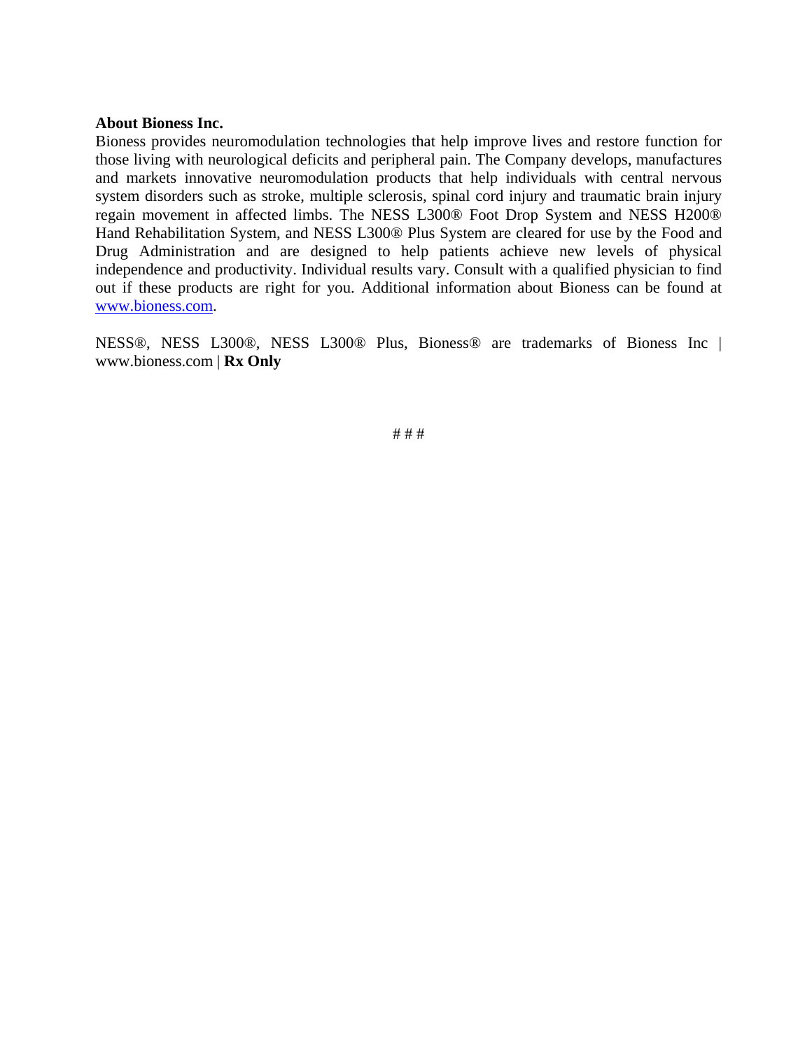**About Bioness Inc.**
Bioness provides neuromodulation technologies that help improve lives and restore function for those living with neurological deficits and peripheral pain. The Company develops, manufactures and markets innovative neuromodulation products that help individuals with central nervous system disorders such as stroke, multiple sclerosis, spinal cord injury and traumatic brain injury regain movement in affected limbs. The NESS L300® Foot Drop System and NESS H200® Hand Rehabilitation System, and NESS L300® Plus System are cleared for use by the Food and Drug Administration and are designed to help patients achieve new levels of physical independence and productivity. Individual results vary. Consult with a qualified physician to find out if these products are right for you. Additional information about Bioness can be found at [www.bioness.com](http://www.bioness.com).

NESS®, NESS L300®, NESS L300® Plus, Bioness® are trademarks of Bioness Inc | www.bioness.com | **Rx Only**

# # #